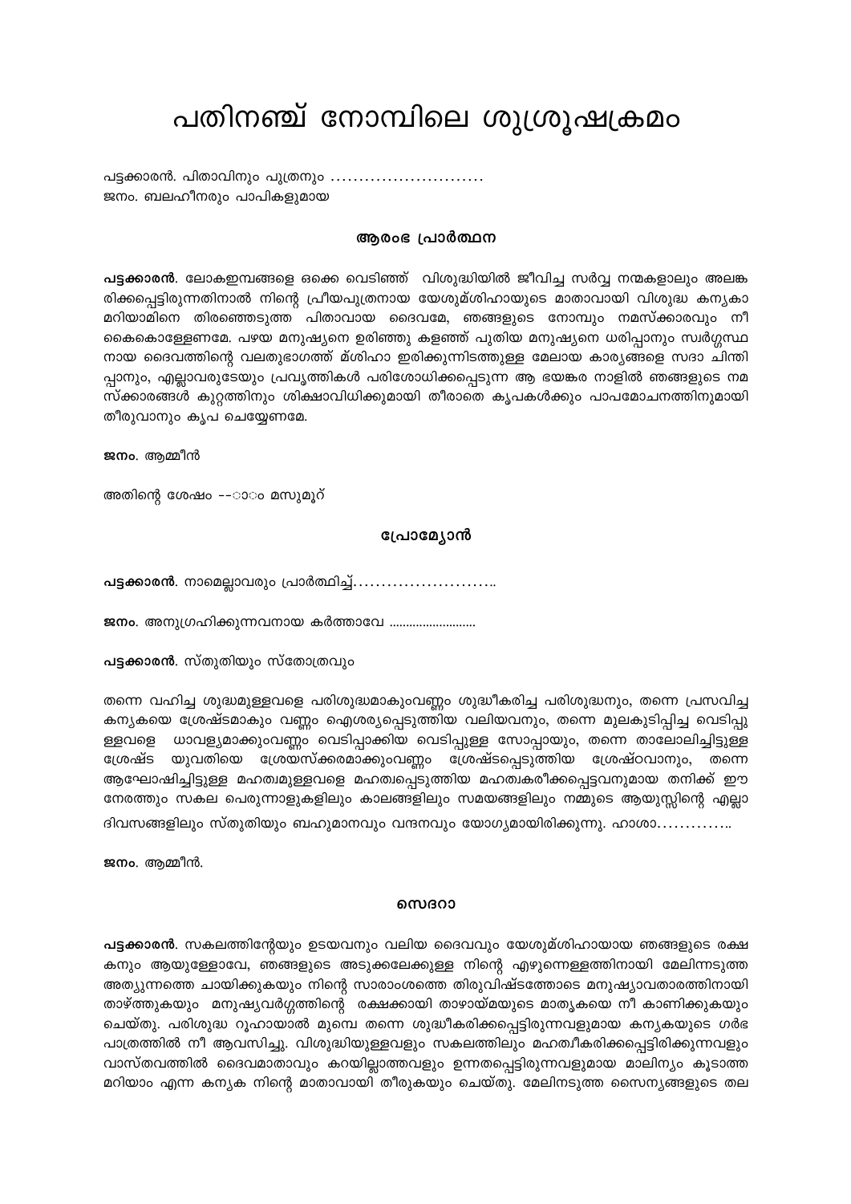# പതിനഞ്ച് നോമ്പിലെ ശുശ്രൂഷക്രമം

പട്ടക്കാരൻ. പിതാവിനും പുത്രനും ...........................
ജനം. ബലഹീനരും പാപികളുമായ

### ആരംഭ പ്രാർത്ഥന

**പട്ടക്കാരൻ**. ലോകഇമ്പങ്ങളെ ഒക്കെ വെടിഞ്ഞ് വിശുദ്ധിയിൽ ജീവിച്ച സർവ്വ നന്മകളാലും അലങ്കരിക്കപ്പെട്ടിരുന്നതിനാൽ നിന്റെ പ്രീയപുത്രനായ യേശുമ്ശിഹായുടെ മാതാവായി വിശുദ്ധ കന്യകാ മറിയാമിനെ തിരഞ്ഞെടുത്ത പിതാവായ ദൈവമേ, ഞങ്ങളുടെ നോമ്പും നമസ്ക്കാരവും നീ കൈകൊള്ളേണമേ. പഴയ മനുഷ്യനെ ഉരിഞ്ഞു കളഞ്ഞ് പുതിയ മനുഷ്യനെ ധരിപ്പാനും സ്വർഗ്ഗസ്ഥനായ ദൈവത്തിന്റെ വലതുഭാഗത്ത് മ്ശിഹാ ഇരിക്കുന്നിടത്തുള്ള മേലായ കാര്യങ്ങളെ സദാ ചിന്തിപ്പാനും, എല്ലാവരുടേയും പ്രവൃത്തികൾ പരിശോധിക്കപ്പെടുന്ന ആ ഭയങ്കര നാളിൽ ഞങ്ങളുടെ നമസ്ക്കാരങ്ങൾ കുറ്റത്തിനും ശിക്ഷാവിധിക്കുമായി തീരാതെ കൃപകൾക്കും പാപമോചനത്തിനുമായി തീരുവാനും കൃപ ചെയ്യേണമേ.

**ജനം**. ആമ്മീൻ

അതിന്റെ ശേഷം --ാോം മസുമൂറ്

### പ്രോമ്യോൻ

**പട്ടക്കാരൻ**. നാമെല്ലാവരും പ്രാർത്ഥിച്ച്..........................

**ജനം**. അനുഗ്രഹിക്കുന്നവനായ കർത്താവേ ..........................

**പട്ടക്കാരൻ**. സ്തുതിയും സ്തോത്രവും

തന്നെ വഹിച്ച ശുദ്ധമുള്ളവളെ പരിശുദ്ധമാകുംവണ്ണം ശുദ്ധീകരിച്ച പരിശുദ്ധനും, തന്നെ പ്രസവിച്ച കന്യകയെ ശ്രേഷ്ടമാകും വണ്ണം ഐശ്യര്യപ്പെടുത്തിയ വലിയവനും, തന്നെ മുലകുടിപ്പിച്ച വെടിപ്പുള്ളവളെ ധാവള്യമാക്കുംവണ്ണം വെടിപ്പാക്കിയ വെടിപ്പുള്ള സോപ്പായും, തന്നെ താലോലിച്ചിട്ടുള്ള ശ്രേഷ്ട യുവതിയെ ശ്രേയസ്ക്കരമാക്കുംവണ്ണം ശ്രേഷ്ടപ്പെടുത്തിയ ശ്രേഷ്ഠവാനും, തന്നെ ആഘോഷിച്ചിട്ടുള്ള മഹത്വമുള്ളവളെ മഹത്വപ്പെടുത്തിയ മഹത്വകരീക്കപ്പെട്ടവനുമായ തനിക്ക് ഈ നേരത്തും സകല പെരുന്നാളുകളിലും കാലങ്ങളിലും സമയങ്ങളിലും നമ്മുടെ ആയുസ്സിന്റെ എല്ലാ ദിവസങ്ങളിലും സ്തുതിയും ബഹുമാനവും വന്ദനവും യോഗ്യമായിരിക്കുന്നു. ഹാശാ..............

**ജനം**. ആമ്മീൻ.

### സെദറാ

**പട്ടക്കാരൻ**. സകലത്തിന്റേയും ഉടയവനും വലിയ ദൈവവും യേശുമ്ശിഹായായ ഞങ്ങളുടെ രക്ഷകനും ആയുള്ളോവേ, ഞങ്ങളുടെ അടുക്കലേക്കുള്ള നിന്റെ എഴുന്നെള്ളത്തിനായി മേലിന്നടുത്ത അത്യുന്നത്തെ ചായിക്കുകയും നിന്റെ സാരാംശത്തെ തിരുവിഷ്ടത്തോടെ മനുഷ്യാവതാരത്തിനായി താഴ്ത്തുകയും മനുഷ്യവർഗ്ഗത്തിന്റെ രക്ഷക്കായി താഴ്മയുടെ മാതൃകയെ നീ കാണിക്കുകയും ചെയ്തു. പരിശുദ്ധ റൂഹായാൽ മുമ്പെ തന്നെ ശുദ്ധീകരിക്കപ്പെട്ടിരുന്നവളുമായ കന്യകയുടെ ഗർഭ പാത്രത്തിൽ നീ ആവസിച്ചു. വിശുദ്ധിയുള്ളവളും സകലത്തിലും മഹത്വീകരിക്കപ്പെട്ടിരിക്കുന്നവളും വാസ്തവത്തിൽ ദൈവമാതാവും കറയില്ലാത്തവളും ഉന്നതപ്പെട്ടിരുന്നവളുമായ മാലിന്യം കൂടാത്ത മറിയാം എന്ന കന്യക നിന്റെ മാതാവായി തീരുകയും ചെയ്തു. മേലിനടുത്ത സൈന്യങ്ങളുടെ തല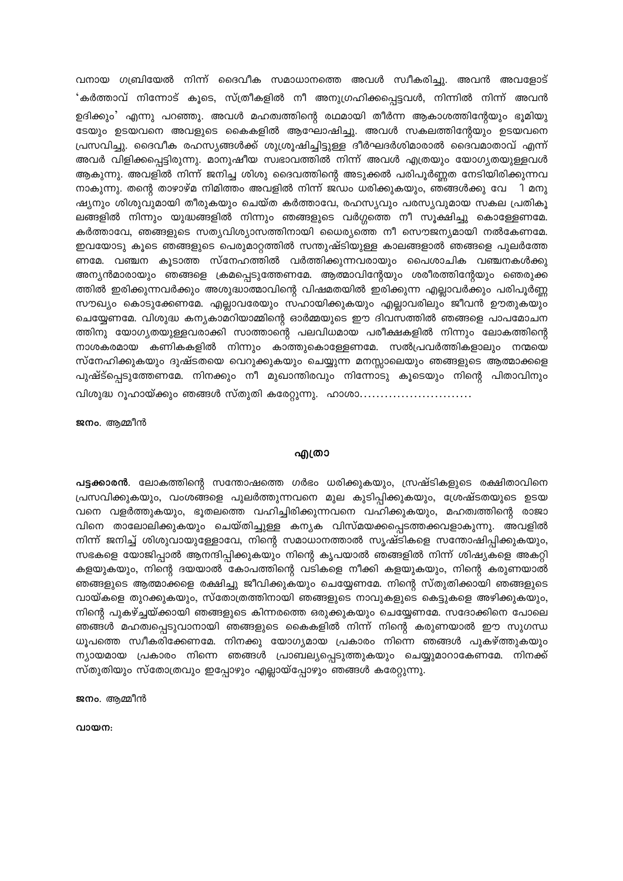വനായ ഗബ്രിയേൽ നിന്ന് ദൈവീക സമാധാനത്തെ അവൾ സ്വീകരിച്ചു. അവൻ അവളോട് 'കർത്താവ് നിന്നോട് കൂടെ, സ്ത്രീകളിൽ നീ അനുഗ്രഹിക്കപ്പെട്ടവൾ, നിന്നിൽ നിന്ന് അവൻ ഉദിക്കും' എന്നു പറഞ്ഞു. അവൾ മഹത്വത്തിന്റെ രഥമായി തീർന്ന ആകാശത്തിന്റേയും ഭൂമിയുടേയും ഉടയവനെ അവളുടെ കൈകളിൽ ആഘോഷിച്ചു. അവൾ സകലത്തിന്റേയും ഉടയവനെ പ്രസവിച്ചു. ദൈവീക രഹസ്യങ്ങൾക്ക് ശുശ്രൂഷിച്ചിട്ടുള്ള ദീർഘദർശിമാരാൽ ദൈവമാതാവ് എന്ന് അവർ വിളിക്കപ്പെട്ടിരുന്നു. മാനുഷീയ സ്വഭാവത്തിൽ നിന്ന് അവൾ എത്രയും യോഗ്യതയുള്ളവൾ ആകുന്നു. അവളിൽ നിന്ന് ജനിച്ച ശിശു ദൈവത്തിന്റെ അടുക്കൽ പരിപൂർണ്ണത നേടിയിരിക്കുന്നവനാകുന്നു. തന്റെ താഴാഴ്മ നിമിത്തം അവളിൽ നിന്ന് ജഡം ധരിക്കുകയും, ഞങ്ങൾക്കു വേ ി മനുഷ്യനും ശിശുവുമായി തീരുകയും ചെയ്ത കർത്താവേ, രഹസ്യവും പരസ്യവുമായ സകല പ്രതികൂലങ്ങളിൽ നിന്നും യുദ്ധങ്ങളിൽ നിന്നും ഞങ്ങളുടെ വർഗ്ഗത്തെ നീ സൂക്ഷിച്ചു കൊള്ളേണമേ. കർത്താവേ, ഞങ്ങളുടെ സത്യവിശ്വാസത്തിനായി ധൈര്യത്തെ നീ സൌജന്യമായി നൽകേണമേ. ഇവയോടു കൂടെ ഞങ്ങളുടെ പെരുമാറ്റത്തിൽ സന്തുഷ്ടിയുള്ള കാലങ്ങളാൽ ഞങ്ങളെ പുലർത്തേണമേ. വഞ്ചന കൂടാത്ത സ്നേഹത്തിൽ വർത്തിക്കുന്നവരായും പൈശാചിക വഞ്ചനകൾക്കു അന്യൻമാരായും ഞങ്ങളെ ക്രമപ്പെടുത്തേണമേ. ആത്മാവിന്റേയും ശരീരത്തിന്റേയും ഞെരുക്കത്തിൽ ഇരിക്കുന്നവർക്കും അശുദ്ധാത്മാവിന്റെ വിഷമതയിൽ ഇരിക്കുന്ന എല്ലാവർക്കും പരിപൂർണ്ണ സൗഖ്യം കൊടുക്കേണമേ. എല്ലാവരേയും സഹായിക്കുകയും എല്ലാവരിലും ജീവൻ ഊതുകയും ചെയ്യേണമേ. വിശുദ്ധ കന്യകാമറിയാമ്മിന്റെ ഓർമ്മയുടെ ഈ ദിവസത്തിൽ ഞങ്ങളെ പാപമോചനത്തിനു യോഗ്യതയുള്ളവരാക്കി സാത്താന്റെ പലവിധമായ പരീക്ഷകളിൽ നിന്നും ലോകത്തിന്റെ നാശകരമായ കണികകളിൽ നിന്നും കാത്തുകൊള്ളേണമേ. സൽപ്രവർത്തികളാലും നന്മയെ സ്നേഹിക്കുകയും ദുഷ്ടതയെ വെറുക്കുകയും ചെയ്യുന്ന മനസ്സാലെയും ഞങ്ങളുടെ ആത്മാക്കളെ പുഷ്ടിപ്പെടുത്തേണമേ. നിനക്കും നീ മുഖാന്തിരവും നിന്നോടു കൂടെയും നിന്റെ പിതാവിനും വിശുദ്ധ റൂഹായ്ക്കും ഞങ്ങൾ സ്തുതി കരേറ്റുന്നു. ഹാശാ...........................

**ജനം.** ആമ്മീൻ

### എത്രാ

**പട്ടക്കാരൻ.** ലോകത്തിന്റെ സന്തോഷത്തെ ഗർഭം ധരിക്കുകയും, സ്രഷ്ടികളുടെ രക്ഷിതാവിനെ പ്രസവിക്കുകയും, വംശങ്ങളെ പുലർത്തുന്നവനെ മുല കുടിപ്പിക്കുകയും, ശ്രേഷ്ടതയുടെ ഉടയവനെ വളർത്തുകയും, ഭൂതലത്തെ വഹിച്ചിരിക്കുന്നവനെ വഹിക്കുകയും, മഹത്വത്തിന്റെ രാജാവിനെ താലോലിക്കുകയും ചെയ്തിട്ടുള്ള കന്യക വിസ്മയക്കപ്പെടത്തക്കവളാകുന്നു. അവളിൽ നിന്ന് ജനിച്ച് ശിശുവായുള്ളോവേ, നിന്റെ സമാധാനത്താൽ സൃഷ്ടികളെ സന്തോഷിപ്പിക്കുകയും, സഭകളെ യോജിപ്പാൽ ആനന്ദിപ്പിക്കുകയും നിന്റെ കൃപയാൽ ഞങ്ങളിൽ നിന്ന് ശിഷ്യകളെ അകറ്റികളയുകയും, നിന്റെ ദയയാൽ കോപത്തിന്റെ വടികളെ നീക്കി കളയുകയും, നിന്റെ കരുണയാൽ ഞങ്ങളുടെ ആത്മാക്കളെ രക്ഷിച്ചു ജീവിക്കുകയും ചെയ്യേണമേ. നിന്റെ സ്തുതിക്കായി ഞങ്ങളുടെ വായ്കളെ തുറക്കുകയും, സ്തോത്രത്തിനായി ഞങ്ങളുടെ നാവുകളുടെ കെട്ടുകളെ അഴിക്കുകയും, നിന്റെ പുകഴ്ച്ചയ്ക്കായി ഞങ്ങളുടെ കിന്നരത്തെ ഒരുക്കുകയും ചെയ്യേണമേ. സദോക്കിനെ പോലെ ഞങ്ങൾ മഹത്വപ്പെടുവാനായി ഞങ്ങളുടെ കൈകളിൽ നിന്ന് നിന്റെ കരുണയാൽ ഈ സുഗന്ധ ധൂപത്തെ സ്വീകരിക്കേണമേ. നിനക്കു യോഗ്യമായ പ്രകാരം നിന്നെ ഞങ്ങൾ പുകഴ്ത്തുകയും ന്യായമായ പ്രകാരം നിന്നെ ഞങ്ങൾ പ്രാബല്യപ്പെടുത്തുകയും ചെയ്യുമാറാകേണമേ. നിനക്ക് സ്തുതിയും സ്തോത്രവും ഇപ്പോഴും എല്ലായ്പ്പോഴും ഞങ്ങൾ കരേറ്റുന്നു.

**ജനം.** ആമ്മീൻ

**വായന:**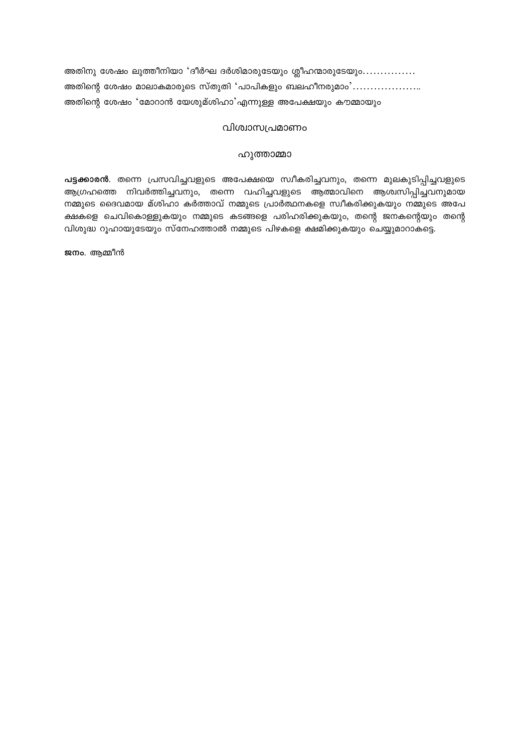അതിനു ശേഷം ലുത്തീനിയാ 'ദീർഘ ദർശിമാരുടേയും ശ്ലീഹന്മാരുടേയും...............

അതിന്റെ ശേഷം മാലാകമാരുടെ സ്തുതി 'പാപികളും ബലഹീനരുമാം'...................

അതിന്റെ ശേഷം 'മോറാൻ യേശുമ്ശിഹാ'എന്നുള്ള അപേക്ഷയും കൗമ്മായും

## വിശ്വാസപ്രമാണം

## ഹൂത്താമ്മാ

**പട്ടക്കാരൻ**. തന്നെ പ്രസവിച്ചവളുടെ അപേക്ഷയെ സ്വീകരിച്ചവനും, തന്നെ മുലകുടിപ്പിച്ചവളുടെ ആഗ്രഹത്തെ നിവർത്തിച്ചവനും, തന്നെ വഹിച്ചവളുടെ ആത്മാവിനെ ആശ്വസിപ്പിച്ചവനുമായ നമ്മുടെ ദൈവമായ മ്ശിഹാ കർത്താവ് നമ്മുടെ പ്രാർത്ഥനകളെ സ്വീകരിക്കുകയും നമ്മുടെ അപേക്ഷകളെ ചെവികൊള്ളുകയും നമ്മുടെ കടങ്ങളെ പരിഹരിക്കുകയും, തന്റെ ജനകന്റെയും തന്റെ വിശുദ്ധ റൂഹായുടേയും സ്നേഹത്താൽ നമ്മുടെ പിഴകളെ ക്ഷമിക്കുകയും ചെയ്യുമാറാകട്ടെ.

**ജനം**. ആമ്മീൻ